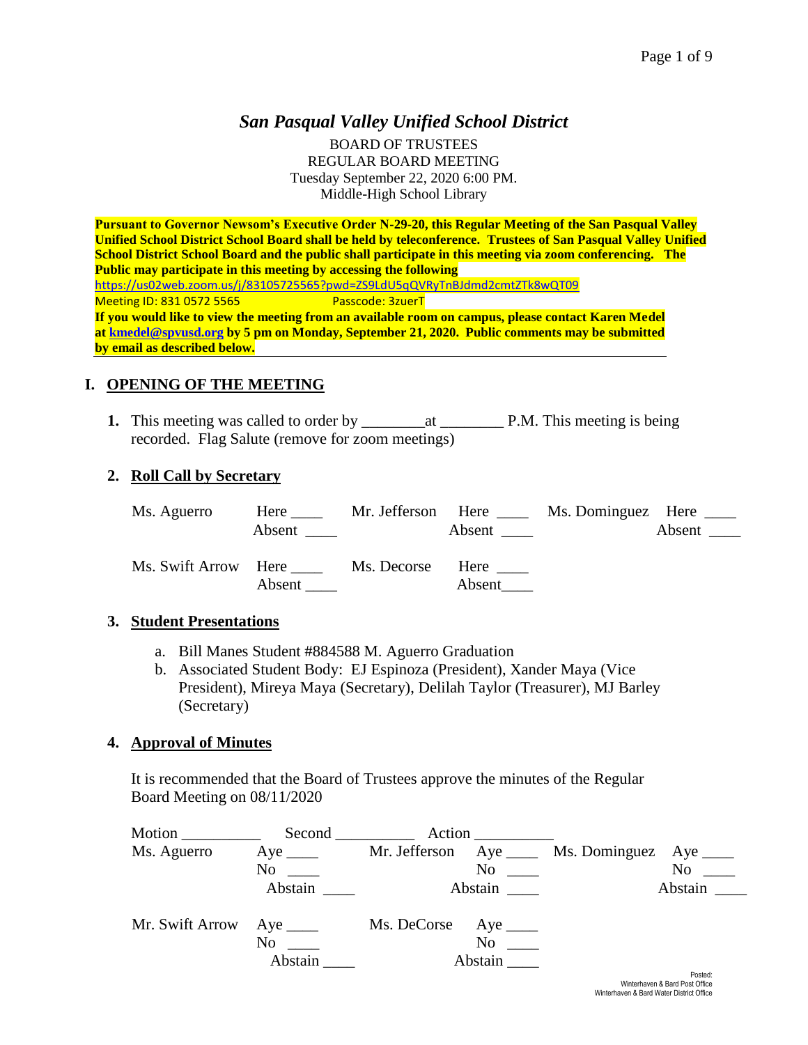# *San Pasqual Valley Unified School District*

BOARD OF TRUSTEES
REGULAR BOARD MEETING
Tuesday September 22, 2020 6:00 PM.
Middle-High School Library

**Pursuant to Governor Newsom's Executive Order N-29-20, this Regular Meeting of the San Pasqual Valley Unified School District School Board shall be held by teleconference. Trustees of San Pasqual Valley Unified School District School Board and the public shall participate in this meeting via zoom conferencing. The Public may participate in this meeting by accessing the following**
https://us02web.zoom.us/j/83105725565?pwd=ZS9LdU5qQVRyTnBJdmd2cmtZTk8wQT09
Meeting ID: 831 0572 5565 Passcode: 3zuerT
**If you would like to view the meeting from an available room on campus, please contact Karen Medel at kmedel@spvusd.org by 5 pm on Monday, September 21, 2020. Public comments may be submitted by email as described below.**

## I. OPENING OF THE MEETING

**1.** This meeting was called to order by ________at ________ P.M. This meeting is being recorded. Flag Salute (remove for zoom meetings)

**2. Roll Call by Secretary**

| | | | | | |
|---|---|---|---|---|---|
| Ms. Aguerro | Here ____ Absent ____ | Mr. Jefferson | Here ____ Absent ____ | Ms. Dominguez | Here ____ Absent ____ |
| Ms. Swift Arrow | Here ____ Absent ____ | Ms. Decorse | Here ____ Absent____ | | |

**3. Student Presentations**

a. Bill Manes Student #884588 M. Aguerro Graduation
b. Associated Student Body: EJ Espinoza (President), Xander Maya (Vice President), Mireya Maya (Secretary), Delilah Taylor (Treasurer), MJ Barley (Secretary)

**4. Approval of Minutes**

It is recommended that the Board of Trustees approve the minutes of the Regular Board Meeting on 08/11/2020

Motion __________ Second __________ Action __________

| | | | | | |
|---|---|---|---|---|---|
| Ms. Aguerro | Aye ____ No ____ Abstain ____ | Mr. Jefferson | Aye ____ No ____ Abstain ____ | Ms. Dominguez | Aye ____ No ____ Abstain ____ |
| Mr. Swift Arrow | Aye ____ No ____ Abstain ____ | Ms. DeCorse | Aye ____ No ____ Abstain ____ | | |

Posted:
Winterhaven & Bard Post Office
Winterhaven & Bard Water District Office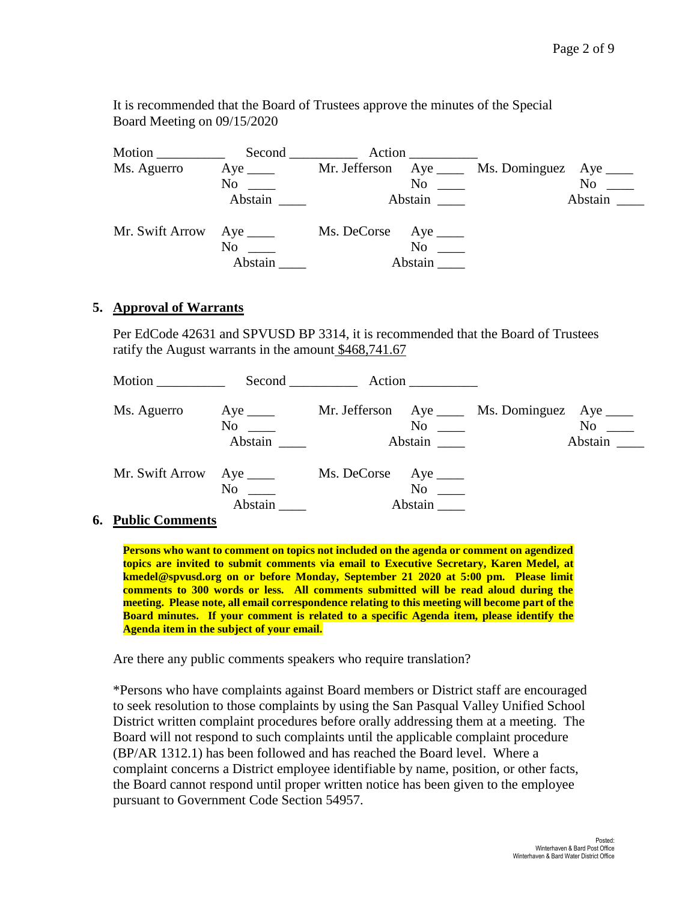It is recommended that the Board of Trustees approve the minutes of the Special Board Meeting on 09/15/2020

Motion __________ Second __________ Action __________

| | | | | | |
|---|---|---|---|---|---|
| Ms. Aguerro | Aye ____<br>No ____<br>Abstain ____ | Mr. Jefferson | Aye ____<br>No ____<br>Abstain ____ | Ms. Dominguez | Aye ____<br>No ____<br>Abstain ____ |
| Mr. Swift Arrow | Aye ____<br>No ____<br>Abstain ____ | Ms. DeCorse | Aye ____<br>No ____<br>Abstain ____ | | |

5. **Approval of Warrants**

Per EdCode 42631 and SPVUSD BP 3314, it is recommended that the Board of Trustees ratify the August warrants in the amount $468,741.67

Motion __________ Second __________ Action __________

| | | | | | |
|---|---|---|---|---|---|
| Ms. Aguerro | Aye ____<br>No ____<br>Abstain ____ | Mr. Jefferson | Aye ____<br>No ____<br>Abstain ____ | Ms. Dominguez | Aye ____<br>No ____<br>Abstain ____ |
| Mr. Swift Arrow | Aye ____<br>No ____<br>Abstain ____ | Ms. DeCorse | Aye ____<br>No ____<br>Abstain ____ | | |

6. **Public Comments**

**Persons who want to comment on topics not included on the agenda or comment on agendized topics are invited to submit comments via email to Executive Secretary, Karen Medel, at kmedel@spvusd.org on or before Monday, September 21 2020 at 5:00 pm. Please limit comments to 300 words or less. All comments submitted will be read aloud during the meeting. Please note, all email correspondence relating to this meeting will become part of the Board minutes. If your comment is related to a specific Agenda item, please identify the Agenda item in the subject of your email.**

Are there any public comments speakers who require translation?

*Persons who have complaints against Board members or District staff are encouraged to seek resolution to those complaints by using the San Pasqual Valley Unified School District written complaint procedures before orally addressing them at a meeting. The Board will not respond to such complaints until the applicable complaint procedure (BP/AR 1312.1) has been followed and has reached the Board level. Where a complaint concerns a District employee identifiable by name, position, or other facts, the Board cannot respond until proper written notice has been given to the employee pursuant to Government Code Section 54957.

Posted:
Winterhaven & Bard Post Office
Winterhaven & Bard Water District Office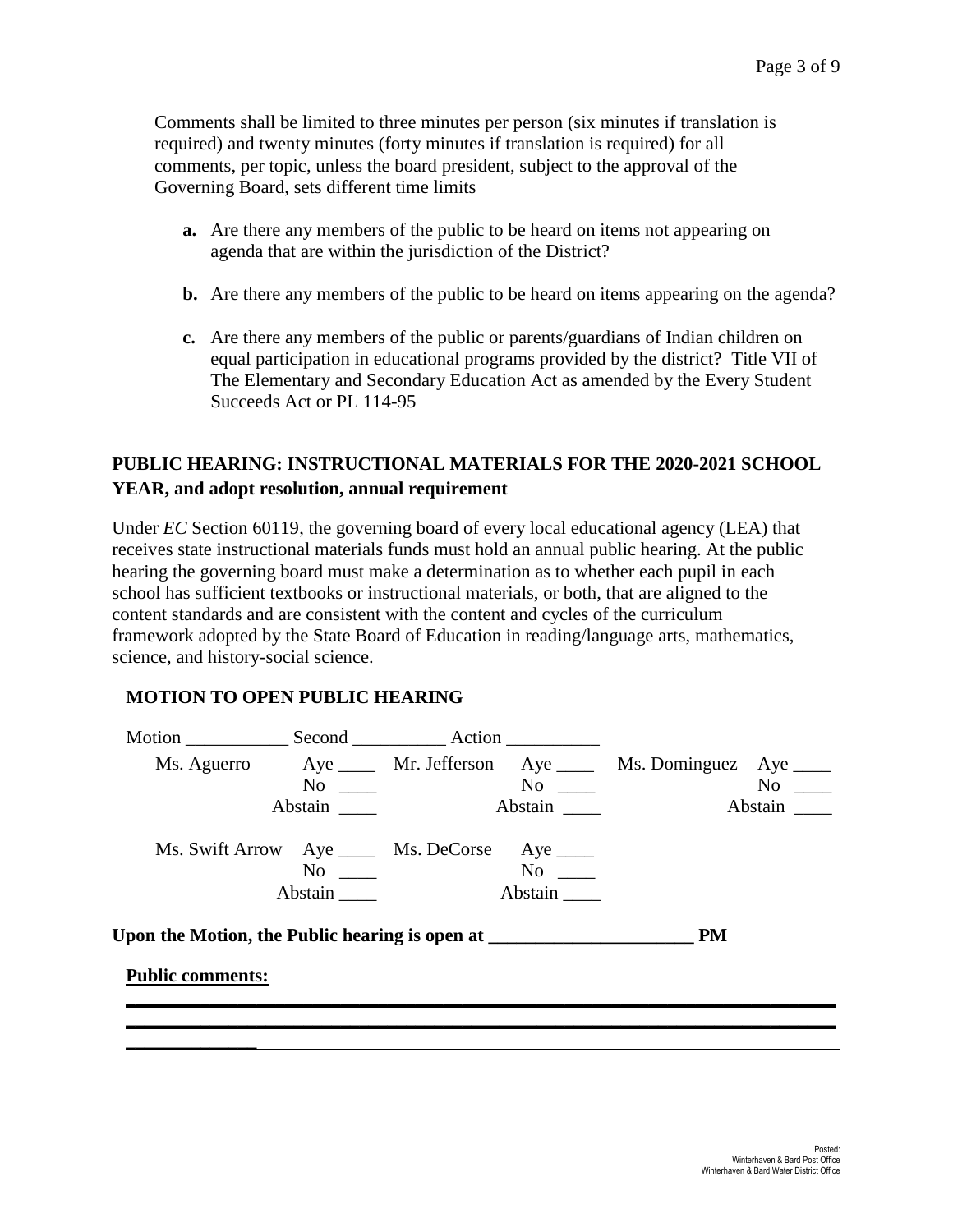Comments shall be limited to three minutes per person (six minutes if translation is required) and twenty minutes (forty minutes if translation is required) for all comments, per topic, unless the board president, subject to the approval of the Governing Board, sets different time limits

- **a.** Are there any members of the public to be heard on items not appearing on agenda that are within the jurisdiction of the District?
- **b.** Are there any members of the public to be heard on items appearing on the agenda?
- **c.** Are there any members of the public or parents/guardians of Indian children on equal participation in educational programs provided by the district? Title VII of The Elementary and Secondary Education Act as amended by the Every Student Succeeds Act or PL 114-95

## PUBLIC HEARING: INSTRUCTIONAL MATERIALS FOR THE 2020-2021 SCHOOL YEAR, and adopt resolution, annual requirement

Under *EC* Section 60119, the governing board of every local educational agency (LEA) that receives state instructional materials funds must hold an annual public hearing. At the public hearing the governing board must make a determination as to whether each pupil in each school has sufficient textbooks or instructional materials, or both, that are aligned to the content standards and are consistent with the content and cycles of the curriculum framework adopted by the State Board of Education in reading/language arts, mathematics, science, and history-social science.

### MOTION TO OPEN PUBLIC HEARING

Motion ___________ Second __________ Action __________

| | | | | | |
|---|---|---|---|---|---|
| Ms. Aguerro | Aye ____<br>No ____<br>Abstain ____ | Mr. Jefferson | Aye ____<br>No ____<br>Abstain ____ | Ms. Dominguez | Aye ____<br>No ____<br>Abstain ____ |
| Ms. Swift Arrow | Aye ____<br>No ____<br>Abstain ____ | Ms. DeCorse | Aye ____<br>No ____<br>Abstain ____ | | |

**Upon the Motion, the Public hearing is open at ______________________ PM**

**Public comments:**

________________________________________________________________________

________________________________________________________________________

________________________________________________________________________

Posted:
Winterhaven & Bard Post Office
Winterhaven & Bard Water District Office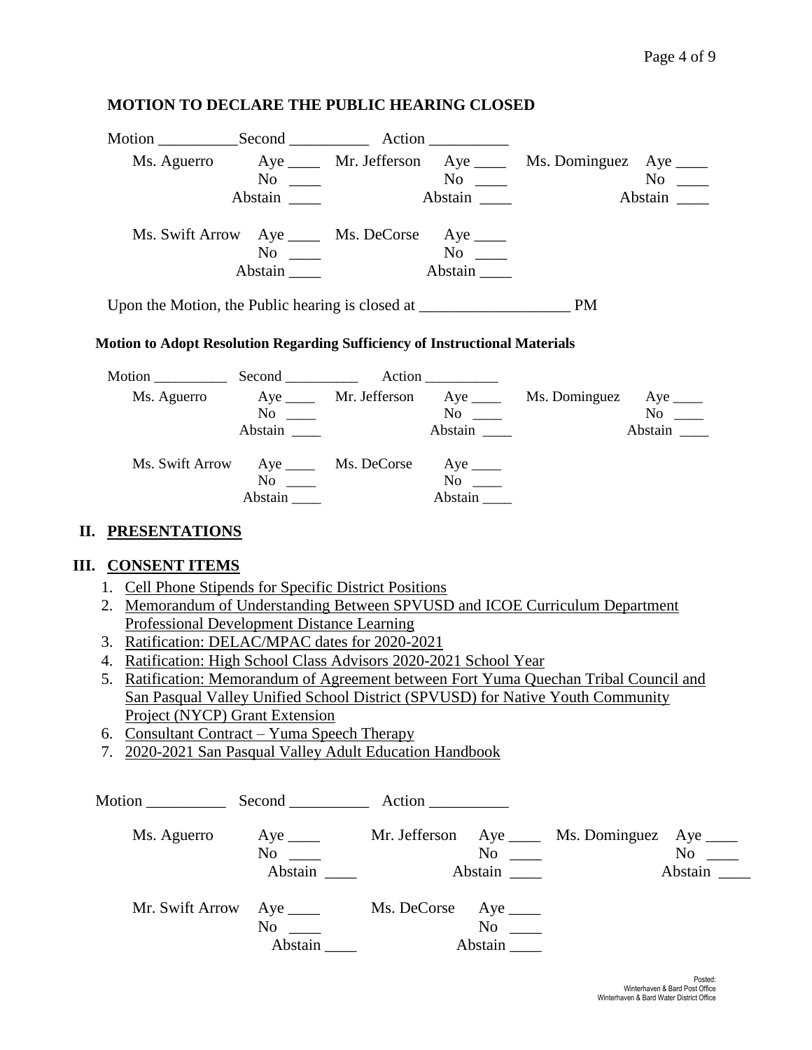**MOTION TO DECLARE THE PUBLIC HEARING CLOSED**

Motion __________Second __________ Action __________

| | | | | | |
|---|---|---|---|---|---|
| Ms. Aguerro | Aye ____ No ____ Abstain ____ | Mr. Jefferson | Aye ____ No ____ Abstain ____ | Ms. Dominguez | Aye ____ No ____ Abstain ____ |
| Ms. Swift Arrow | Aye ____ No ____ Abstain ____ | Ms. DeCorse | Aye ____ No ____ Abstain ____ | | |

Upon the Motion, the Public hearing is closed at ___________________ PM

**Motion to Adopt Resolution Regarding Sufficiency of Instructional Materials**

Motion __________ Second __________ Action __________

| | | | | | |
|---|---|---|---|---|---|
| Ms. Aguerro | Aye ____ No ____ Abstain ____ | Mr. Jefferson | Aye ____ No ____ Abstain ____ | Ms. Dominguez | Aye ____ No ____ Abstain ____ |
| Ms. Swift Arrow | Aye ____ No ____ Abstain ____ | Ms. DeCorse | Aye ____ No ____ Abstain ____ | | |

## II. PRESENTATIONS

## III. CONSENT ITEMS

1. Cell Phone Stipends for Specific District Positions
2. Memorandum of Understanding Between SPVUSD and ICOE Curriculum Department Professional Development Distance Learning
3. Ratification: DELAC/MPAC dates for 2020-2021
4. Ratification: High School Class Advisors 2020-2021 School Year
5. Ratification: Memorandum of Agreement between Fort Yuma Quechan Tribal Council and San Pasqual Valley Unified School District (SPVUSD) for Native Youth Community Project (NYCP) Grant Extension
6. Consultant Contract – Yuma Speech Therapy
7. 2020-2021 San Pasqual Valley Adult Education Handbook

Motion __________ Second __________ Action __________

| | | | | | |
|---|---|---|---|---|---|
| Ms. Aguerro | Aye ____ No ____ Abstain ____ | Mr. Jefferson | Aye ____ No ____ Abstain ____ | Ms. Dominguez | Aye ____ No ____ Abstain ____ |
| Mr. Swift Arrow | Aye ____ No ____ Abstain ____ | Ms. DeCorse | Aye ____ No ____ Abstain ____ | | |

Posted:
Winterhaven & Bard Post Office
Winterhaven & Bard Water District Office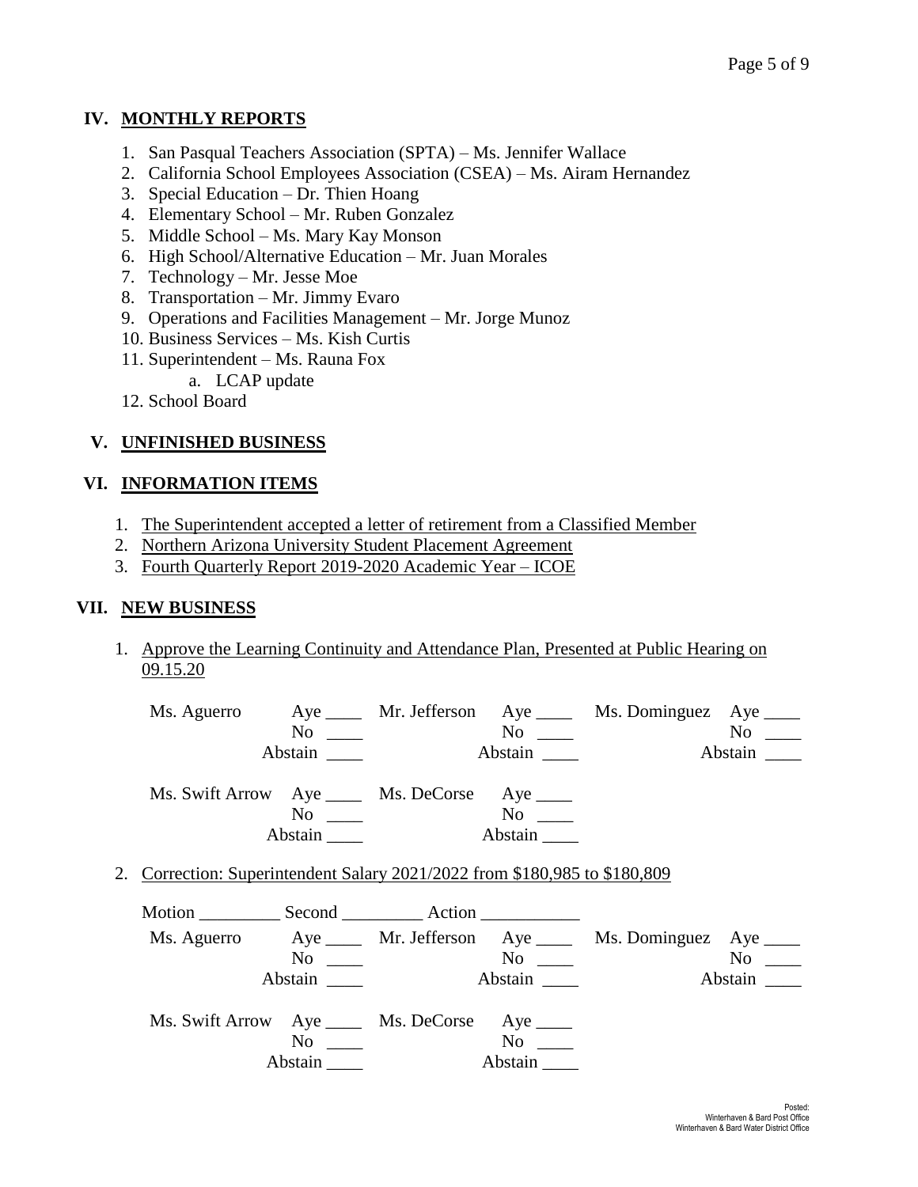## IV. MONTHLY REPORTS

1. San Pasqual Teachers Association (SPTA) – Ms. Jennifer Wallace
2. California School Employees Association (CSEA) – Ms. Airam Hernandez
3. Special Education – Dr. Thien Hoang
4. Elementary School – Mr. Ruben Gonzalez
5. Middle School – Ms. Mary Kay Monson
6. High School/Alternative Education – Mr. Juan Morales
7. Technology – Mr. Jesse Moe
8. Transportation – Mr. Jimmy Evaro
9. Operations and Facilities Management – Mr. Jorge Munoz
10. Business Services – Ms. Kish Curtis
11. Superintendent – Ms. Rauna Fox
    a. LCAP update
12. School Board

## V. UNFINISHED BUSINESS

## VI. INFORMATION ITEMS

1. The Superintendent accepted a letter of retirement from a Classified Member
2. Northern Arizona University Student Placement Agreement
3. Fourth Quarterly Report 2019-2020 Academic Year – ICOE

## VII. NEW BUSINESS

1. Approve the Learning Continuity and Attendance Plan, Presented at Public Hearing on 09.15.20

| | | | | | |
|---|---|---|---|---|---|
| Ms. Aguerro | Aye ____<br>No ____<br>Abstain ____ | Mr. Jefferson | Aye ____<br>No ____<br>Abstain ____ | Ms. Dominguez | Aye ____<br>No ____<br>Abstain ____ |
| Ms. Swift Arrow | Aye ____<br>No ____<br>Abstain ____ | Ms. DeCorse | Aye ____<br>No ____<br>Abstain ____ | | |

2. Correction: Superintendent Salary 2021/2022 from $180,985 to $180,809

Motion _________ Second _________ Action ___________

| | | | | | |
|---|---|---|---|---|---|
| Ms. Aguerro | Aye ____<br>No ____<br>Abstain ____ | Mr. Jefferson | Aye ____<br>No ____<br>Abstain ____ | Ms. Dominguez | Aye ____<br>No ____<br>Abstain ____ |
| Ms. Swift Arrow | Aye ____<br>No ____<br>Abstain ____ | Ms. DeCorse | Aye ____<br>No ____<br>Abstain ____ | | |

Posted:
Winterhaven & Bard Post Office
Winterhaven & Bard Water District Office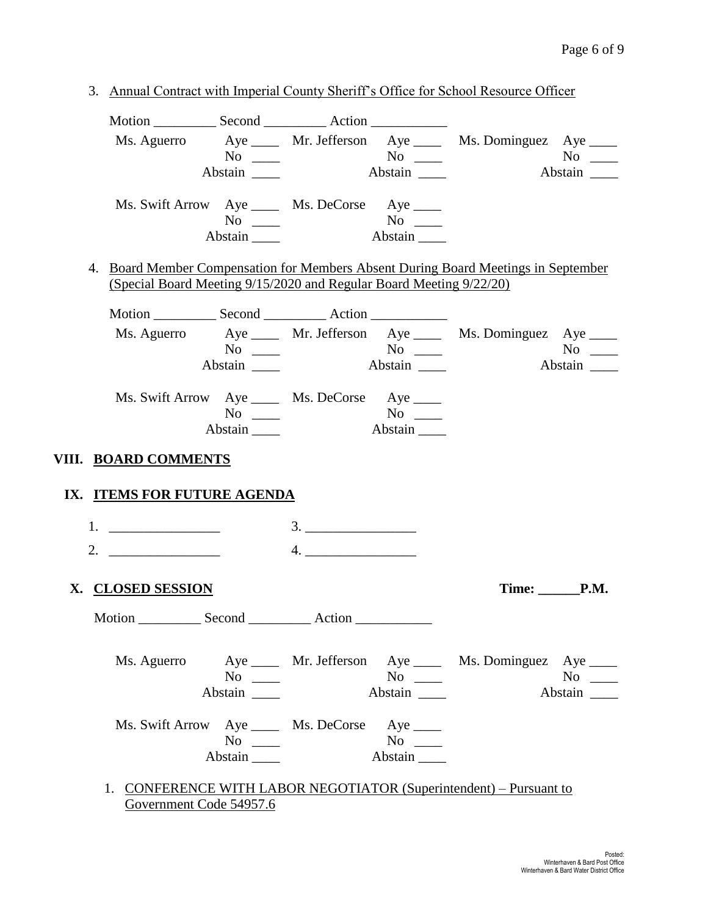3. Annual Contract with Imperial County Sheriff's Office for School Resource Officer

Motion _________ Second _________ Action ___________

| | | | | | |
|---|---|---|---|---|---|
| Ms. Aguerro | Aye ____ | Mr. Jefferson | Aye ____ | Ms. Dominguez | Aye ____ |
| | No ____ | | No ____ | | No ____ |
| | Abstain ____ | | Abstain ____ | | Abstain ____ |
| Ms. Swift Arrow | Aye ____ | Ms. DeCorse | Aye ____ | | |
| | No ____ | | No ____ | | |
| | Abstain ____ | | Abstain ____ | | |

4. Board Member Compensation for Members Absent During Board Meetings in September (Special Board Meeting 9/15/2020 and Regular Board Meeting 9/22/20)

Motion _________ Second _________ Action ___________

| | | | | | |
|---|---|---|---|---|---|
| Ms. Aguerro | Aye ____ | Mr. Jefferson | Aye ____ | Ms. Dominguez | Aye ____ |
| | No ____ | | No ____ | | No ____ |
| | Abstain ____ | | Abstain ____ | | Abstain ____ |
| Ms. Swift Arrow | Aye ____ | Ms. DeCorse | Aye ____ | | |
| | No ____ | | No ____ | | |
| | Abstain ____ | | Abstain ____ | | |

## VIII. BOARD COMMENTS

## IX. ITEMS FOR FUTURE AGENDA

1. ________________ 3. ________________
2. ________________ 4. ________________

## X. CLOSED SESSION

**Time: ______P.M.**

Motion _________ Second _________ Action ___________

| | | | | | |
|---|---|---|---|---|---|
| Ms. Aguerro | Aye ____ | Mr. Jefferson | Aye ____ | Ms. Dominguez | Aye ____ |
| | No ____ | | No ____ | | No ____ |
| | Abstain ____ | | Abstain ____ | | Abstain ____ |
| Ms. Swift Arrow | Aye ____ | Ms. DeCorse | Aye ____ | | |
| | No ____ | | No ____ | | |
| | Abstain ____ | | Abstain ____ | | |

1. CONFERENCE WITH LABOR NEGOTIATOR (Superintendent) – Pursuant to Government Code 54957.6

Posted:
Winterhaven & Bard Post Office
Winterhaven & Bard Water District Office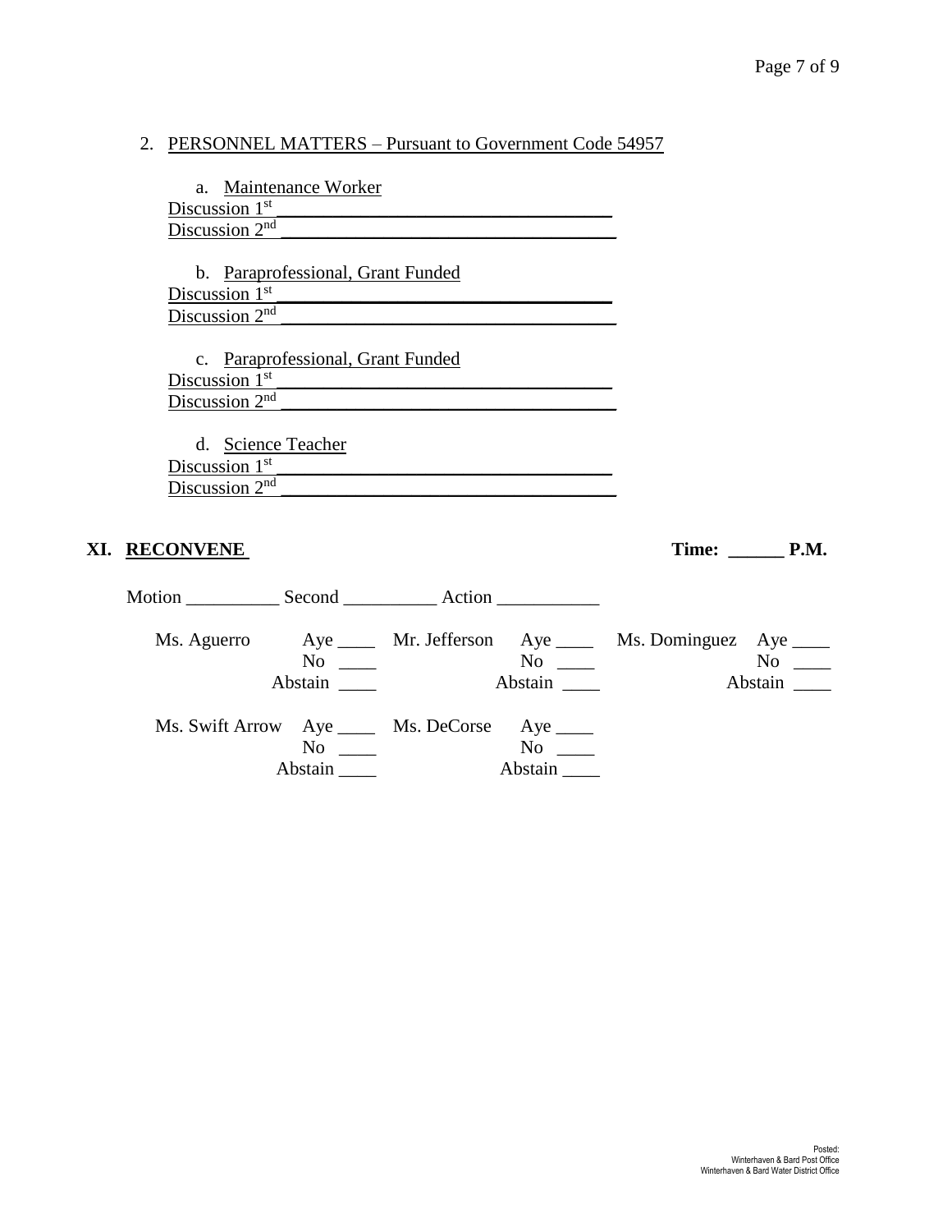2. PERSONNEL MATTERS – Pursuant to Government Code 54957

   a. Maintenance Worker

   Discussion 1st ___________________________________

   Discussion 2nd ___________________________________

   b. Paraprofessional, Grant Funded

   Discussion 1st ___________________________________

   Discussion 2nd ___________________________________

   c. Paraprofessional, Grant Funded

   Discussion 1st ___________________________________

   Discussion 2nd ___________________________________

   d. Science Teacher

   Discussion 1st ___________________________________

   Discussion 2nd ___________________________________

## XI. RECONVENE — Time: ______ P.M.

Motion __________ Second __________ Action ___________

| | | | | | |
|---|---|---|---|---|---|
| Ms. Aguerro | Aye ____ No ____ Abstain ____ | Mr. Jefferson | Aye ____ No ____ Abstain ____ | Ms. Dominguez | Aye ____ No ____ Abstain ____ |
| Ms. Swift Arrow | Aye ____ No ____ Abstain ____ | Ms. DeCorse | Aye ____ No ____ Abstain ____ | | |

Posted:
Winterhaven & Bard Post Office
Winterhaven & Bard Water District Office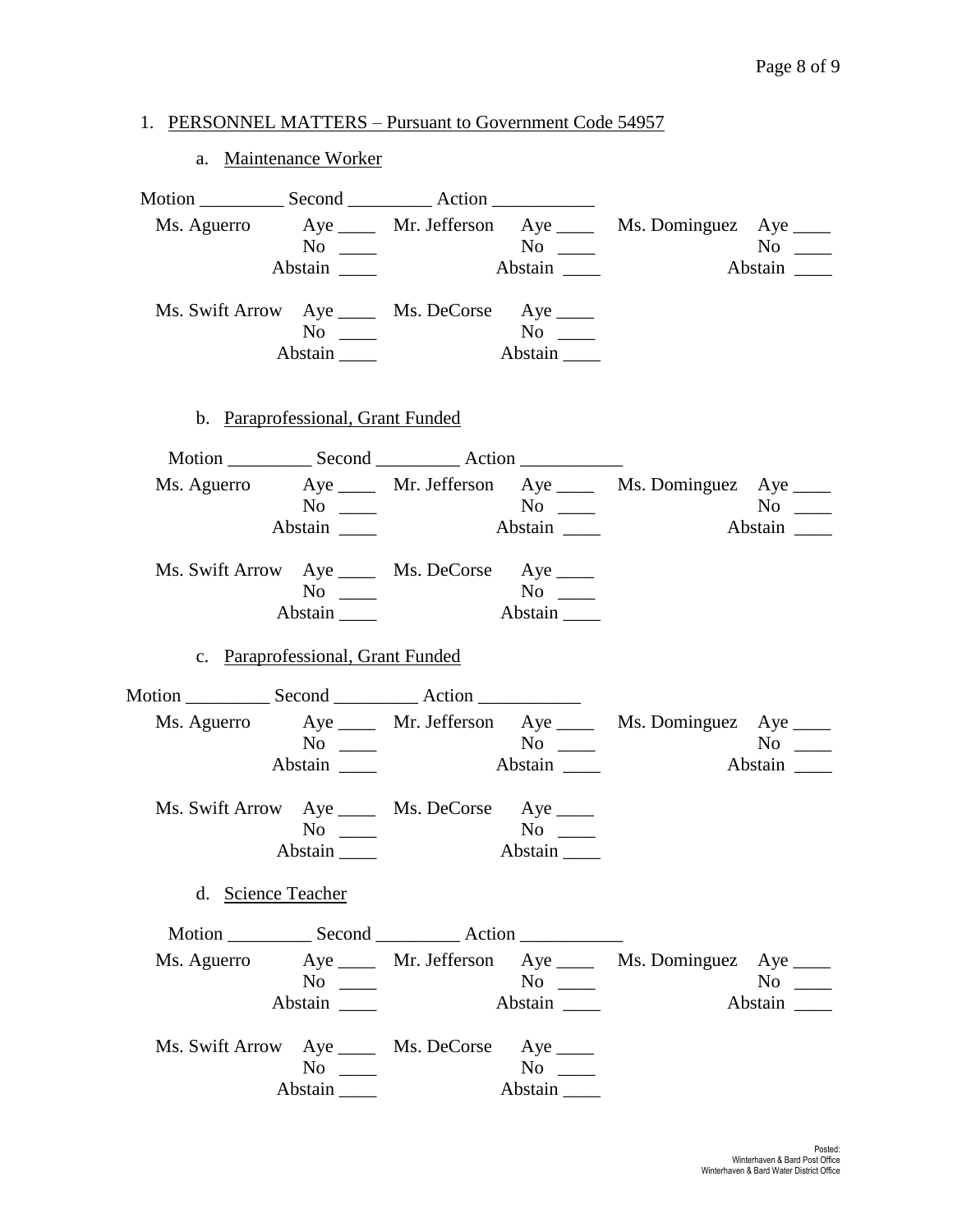1. PERSONNEL MATTERS – Pursuant to Government Code 54957

   a. Maintenance Worker

Motion _________ Second _________ Action ___________

| Ms. Aguerro | Aye ____ | Mr. Jefferson | Aye ____ | Ms. Dominguez | Aye ____ |
|---|---|---|---|---|---|
| | No ____ | | No ____ | | No ____ |
| | Abstain ____ | | Abstain ____ | | Abstain ____ |
| Ms. Swift Arrow | Aye ____ | Ms. DeCorse | Aye ____ | | |
| | No ____ | | No ____ | | |
| | Abstain ____ | | Abstain ____ | | |

   b. Paraprofessional, Grant Funded

Motion _________ Second _________ Action ___________

| Ms. Aguerro | Aye ____ | Mr. Jefferson | Aye ____ | Ms. Dominguez | Aye ____ |
|---|---|---|---|---|---|
| | No ____ | | No ____ | | No ____ |
| | Abstain ____ | | Abstain ____ | | Abstain ____ |
| Ms. Swift Arrow | Aye ____ | Ms. DeCorse | Aye ____ | | |
| | No ____ | | No ____ | | |
| | Abstain ____ | | Abstain ____ | | |

   c. Paraprofessional, Grant Funded

Motion _________ Second _________ Action ___________

| Ms. Aguerro | Aye ____ | Mr. Jefferson | Aye ____ | Ms. Dominguez | Aye ____ |
|---|---|---|---|---|---|
| | No ____ | | No ____ | | No ____ |
| | Abstain ____ | | Abstain ____ | | Abstain ____ |
| Ms. Swift Arrow | Aye ____ | Ms. DeCorse | Aye ____ | | |
| | No ____ | | No ____ | | |
| | Abstain ____ | | Abstain ____ | | |

   d. Science Teacher

Motion _________ Second _________ Action ___________

| Ms. Aguerro | Aye ____ | Mr. Jefferson | Aye ____ | Ms. Dominguez | Aye ____ |
|---|---|---|---|---|---|
| | No ____ | | No ____ | | No ____ |
| | Abstain ____ | | Abstain ____ | | Abstain ____ |
| Ms. Swift Arrow | Aye ____ | Ms. DeCorse | Aye ____ | | |
| | No ____ | | No ____ | | |
| | Abstain ____ | | Abstain ____ | | |

Posted:
Winterhaven & Bard Post Office
Winterhaven & Bard Water District Office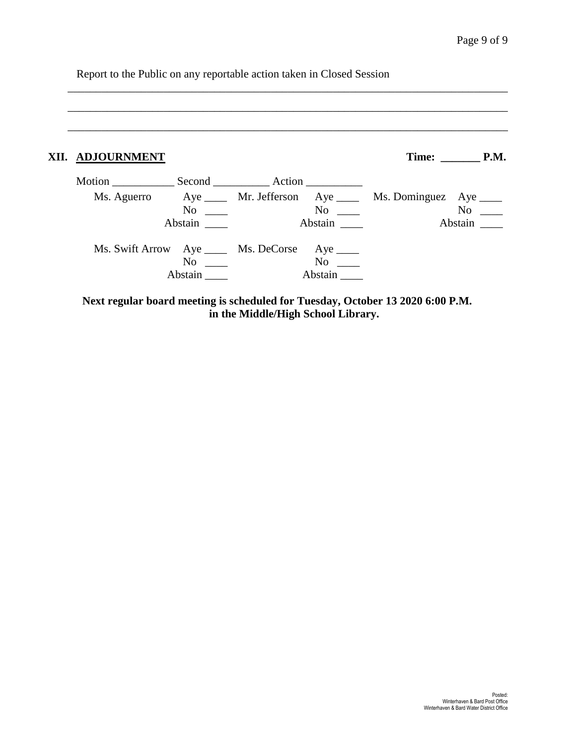Report to the Public on any reportable action taken in Closed Session

\_\_\_\_\_\_\_\_\_\_\_\_\_\_\_\_\_\_\_\_\_\_\_\_\_\_\_\_\_\_\_\_\_\_\_\_\_\_\_\_\_\_\_\_\_\_\_\_\_\_\_\_\_\_\_\_\_\_\_\_\_\_\_\_\_\_\_\_\_\_\_\_\_\_\_\_\_\_

\_\_\_\_\_\_\_\_\_\_\_\_\_\_\_\_\_\_\_\_\_\_\_\_\_\_\_\_\_\_\_\_\_\_\_\_\_\_\_\_\_\_\_\_\_\_\_\_\_\_\_\_\_\_\_\_\_\_\_\_\_\_\_\_\_\_\_\_\_\_\_\_\_\_\_\_\_\_

\_\_\_\_\_\_\_\_\_\_\_\_\_\_\_\_\_\_\_\_\_\_\_\_\_\_\_\_\_\_\_\_\_\_\_\_\_\_\_\_\_\_\_\_\_\_\_\_\_\_\_\_\_\_\_\_\_\_\_\_\_\_\_\_\_\_\_\_\_\_\_\_\_\_\_\_\_\_

## XII. ADJOURNMENT **Time: _______ P.M.**

Motion ___________ Second __________ Action __________

| | | | | | |
|---|---|---|---|---|---|
| Ms. Aguerro | Aye ____ | Mr. Jefferson | Aye ____ | Ms. Dominguez | Aye ____ |
| | No ____ | | No ____ | | No ____ |
| | Abstain ____ | | Abstain ____ | | Abstain ____ |
| Ms. Swift Arrow | Aye ____ | Ms. DeCorse | Aye ____ | | |
| | No ____ | | No ____ | | |
| | Abstain ____ | | Abstain ____ | | |

**Next regular board meeting is scheduled for Tuesday, October 13 2020 6:00 P.M. in the Middle/High School Library.**

Posted:
Winterhaven & Bard Post Office
Winterhaven & Bard Water District Office